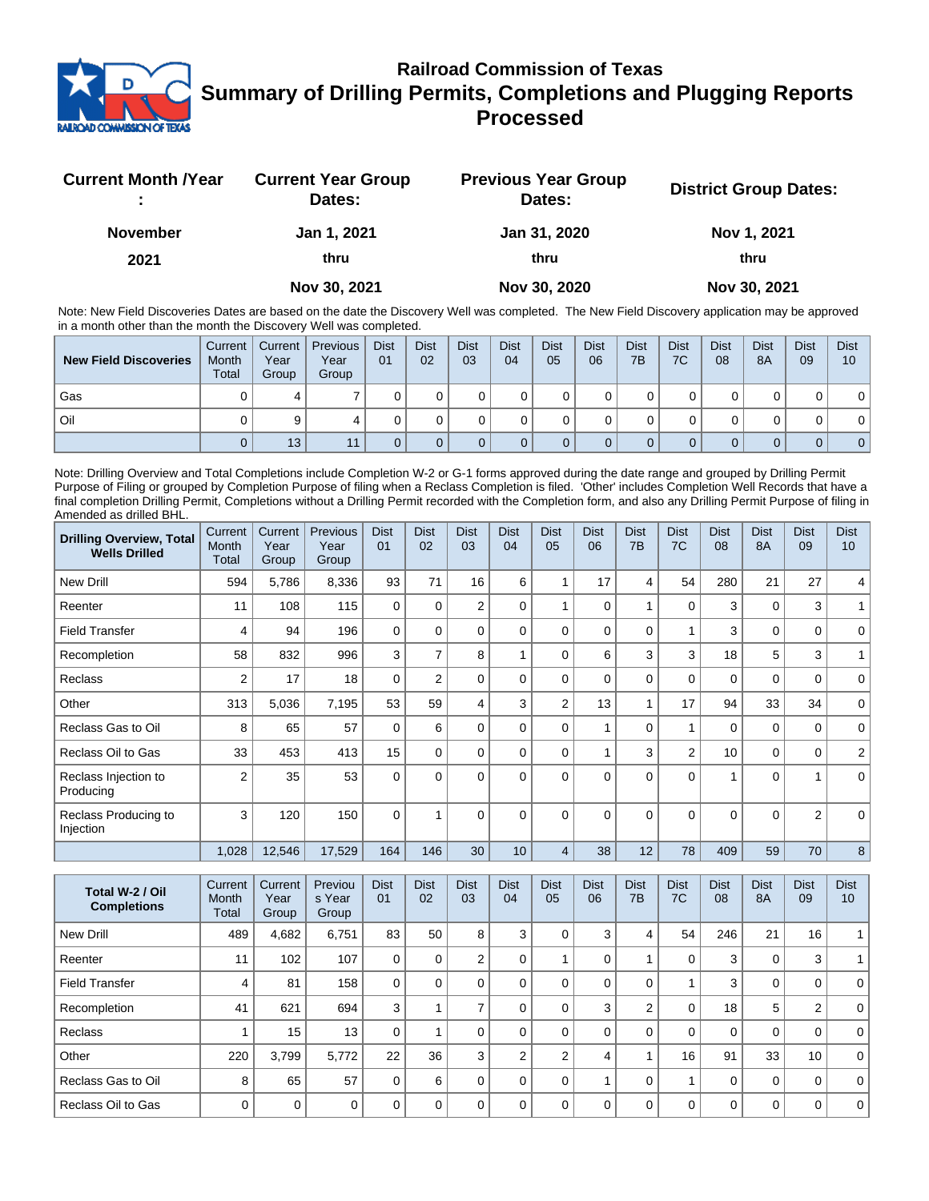# Railroad Commission of Texas

## Summary of Drilling Permits, Completions and Plugging Reports Processed

| Current Month /Year : | Current Year Group Dates: | Previous Year Group Dates: | District Group Dates: |
|---|---|---|---|
| November 2021 | Jan 1, 2021 thru Nov 30, 2021 | Jan 31, 2020 thru Nov 30, 2020 | Nov 1, 2021 thru Nov 30, 2021 |

Note: New Field Discoveries Dates are based on the date the Discovery Well was completed. The New Field Discovery application may be approved in a month other than the month the Discovery Well was completed.

| New Field Discoveries | Current Month Total | Current Year Group | Previous Year Group | Dist 01 | Dist 02 | Dist 03 | Dist 04 | Dist 05 | Dist 06 | Dist 7B | Dist 7C | Dist 08 | Dist 8A | Dist 09 | Dist 10 |
|---|---|---|---|---|---|---|---|---|---|---|---|---|---|---|---|
| Gas | 0 | 4 | 7 | 0 | 0 | 0 | 0 | 0 | 0 | 0 | 0 | 0 | 0 | 0 | 0 |
| Oil | 0 | 9 | 4 | 0 | 0 | 0 | 0 | 0 | 0 | 0 | 0 | 0 | 0 | 0 | 0 |
| | 0 | 13 | 11 | 0 | 0 | 0 | 0 | 0 | 0 | 0 | 0 | 0 | 0 | 0 | 0 |

Note: Drilling Overview and Total Completions include Completion W-2 or G-1 forms approved during the date range and grouped by Drilling Permit Purpose of Filing or grouped by Completion Purpose of filing when a Reclass Completion is filed. 'Other' includes Completion Well Records that have a final completion Drilling Permit, Completions without a Drilling Permit recorded with the Completion form, and also any Drilling Permit Purpose of filing in Amended as drilled BHL.

| Drilling Overview, Total Wells Drilled | Current Month Total | Current Year Group | Previous Year Group | Dist 01 | Dist 02 | Dist 03 | Dist 04 | Dist 05 | Dist 06 | Dist 7B | Dist 7C | Dist 08 | Dist 8A | Dist 09 | Dist 10 |
|---|---|---|---|---|---|---|---|---|---|---|---|---|---|---|---|
| New Drill | 594 | 5,786 | 8,336 | 93 | 71 | 16 | 6 | 1 | 17 | 4 | 54 | 280 | 21 | 27 | 4 |
| Reenter | 11 | 108 | 115 | 0 | 0 | 2 | 0 | 1 | 0 | 1 | 0 | 3 | 0 | 3 | 1 |
| Field Transfer | 4 | 94 | 196 | 0 | 0 | 0 | 0 | 0 | 0 | 0 | 1 | 3 | 0 | 0 | 0 |
| Recompletion | 58 | 832 | 996 | 3 | 7 | 8 | 1 | 0 | 6 | 3 | 3 | 18 | 5 | 3 | 1 |
| Reclass | 2 | 17 | 18 | 0 | 2 | 0 | 0 | 0 | 0 | 0 | 0 | 0 | 0 | 0 | 0 |
| Other | 313 | 5,036 | 7,195 | 53 | 59 | 4 | 3 | 2 | 13 | 1 | 17 | 94 | 33 | 34 | 0 |
| Reclass Gas to Oil | 8 | 65 | 57 | 0 | 6 | 0 | 0 | 0 | 1 | 0 | 1 | 0 | 0 | 0 | 0 |
| Reclass Oil to Gas | 33 | 453 | 413 | 15 | 0 | 0 | 0 | 0 | 1 | 3 | 2 | 10 | 0 | 0 | 2 |
| Reclass Injection to Producing | 2 | 35 | 53 | 0 | 0 | 0 | 0 | 0 | 0 | 0 | 0 | 1 | 0 | 1 | 0 |
| Reclass Producing to Injection | 3 | 120 | 150 | 0 | 1 | 0 | 0 | 0 | 0 | 0 | 0 | 0 | 0 | 2 | 0 |
| | 1,028 | 12,546 | 17,529 | 164 | 146 | 30 | 10 | 4 | 38 | 12 | 78 | 409 | 59 | 70 | 8 |

| Total W-2 / Oil Completions | Current Month Total | Current Year Group | Previous Year Group | Dist 01 | Dist 02 | Dist 03 | Dist 04 | Dist 05 | Dist 06 | Dist 7B | Dist 7C | Dist 08 | Dist 8A | Dist 09 | Dist 10 |
|---|---|---|---|---|---|---|---|---|---|---|---|---|---|---|---|
| New Drill | 489 | 4,682 | 6,751 | 83 | 50 | 8 | 3 | 0 | 3 | 4 | 54 | 246 | 21 | 16 | 1 |
| Reenter | 11 | 102 | 107 | 0 | 0 | 2 | 0 | 1 | 0 | 1 | 0 | 3 | 0 | 3 | 1 |
| Field Transfer | 4 | 81 | 158 | 0 | 0 | 0 | 0 | 0 | 0 | 0 | 1 | 3 | 0 | 0 | 0 |
| Recompletion | 41 | 621 | 694 | 3 | 1 | 7 | 0 | 0 | 3 | 2 | 0 | 18 | 5 | 2 | 0 |
| Reclass | 1 | 15 | 13 | 0 | 1 | 0 | 0 | 0 | 0 | 0 | 0 | 0 | 0 | 0 | 0 |
| Other | 220 | 3,799 | 5,772 | 22 | 36 | 3 | 2 | 2 | 4 | 1 | 16 | 91 | 33 | 10 | 0 |
| Reclass Gas to Oil | 8 | 65 | 57 | 0 | 6 | 0 | 0 | 0 | 1 | 0 | 1 | 0 | 0 | 0 | 0 |
| Reclass Oil to Gas | 0 | 0 | 0 | 0 | 0 | 0 | 0 | 0 | 0 | 0 | 0 | 0 | 0 | 0 | 0 |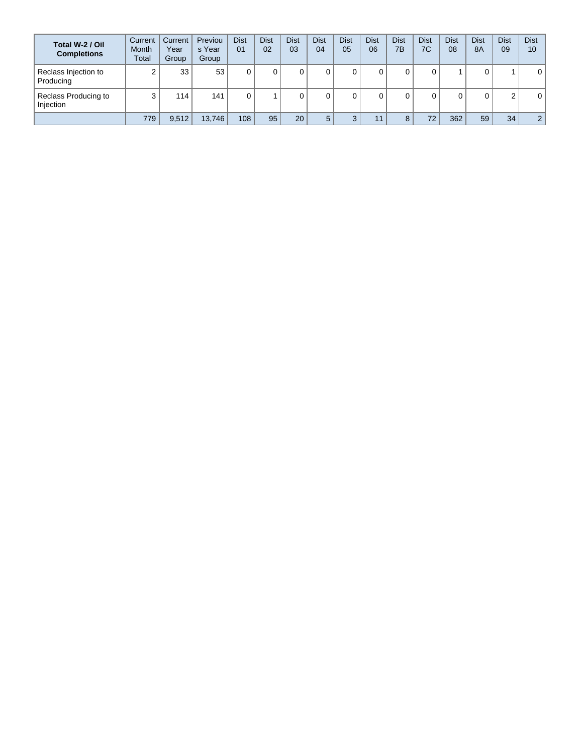| Total W-2 / Oil Completions | Current Month Total | Current Year Group | Previous Year Group | Dist 01 | Dist 02 | Dist 03 | Dist 04 | Dist 05 | Dist 06 | Dist 7B | Dist 7C | Dist 08 | Dist 8A | Dist 09 | Dist 10 |
|---|---|---|---|---|---|---|---|---|---|---|---|---|---|---|---|
| Reclass Injection to Producing | 2 | 33 | 53 | 0 | 0 | 0 | 0 | 0 | 0 | 0 | 0 | 1 | 0 | 1 | 0 |
| Reclass Producing to Injection | 3 | 114 | 141 | 0 | 1 | 0 | 0 | 0 | 0 | 0 | 0 | 0 | 0 | 2 | 0 |
| | 779 | 9,512 | 13,746 | 108 | 95 | 20 | 5 | 3 | 11 | 8 | 72 | 362 | 59 | 34 | 2 |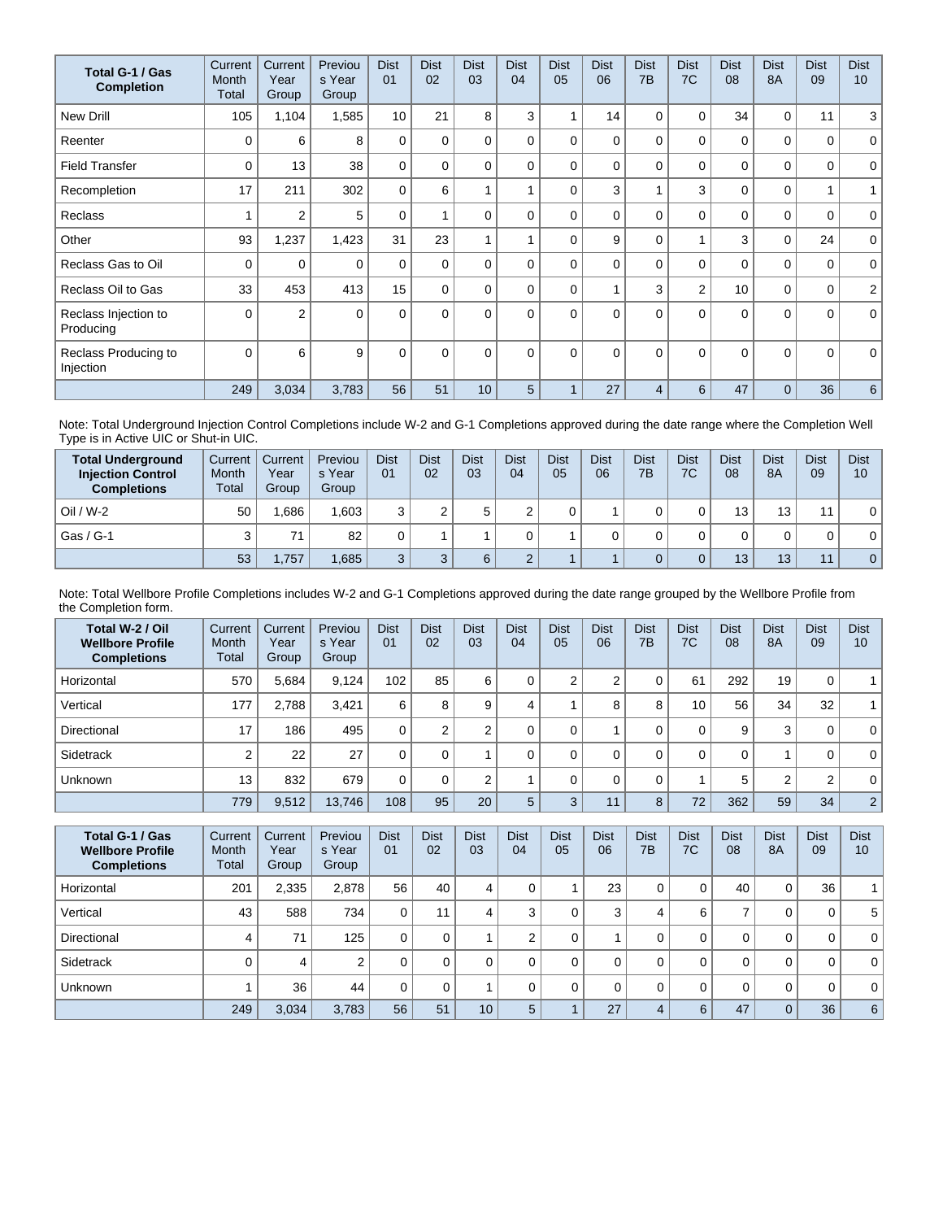| Total G-1 / Gas Completion | Current Month Total | Current Year Group | Previous Year Group | Dist 01 | Dist 02 | Dist 03 | Dist 04 | Dist 05 | Dist 06 | Dist 7B | Dist 7C | Dist 08 | Dist 8A | Dist 09 | Dist 10 |
|---|---|---|---|---|---|---|---|---|---|---|---|---|---|---|---|
| New Drill | 105 | 1,104 | 1,585 | 10 | 21 | 8 | 3 | 1 | 14 | 0 | 0 | 34 | 0 | 11 | 3 |
| Reenter | 0 | 6 | 8 | 0 | 0 | 0 | 0 | 0 | 0 | 0 | 0 | 0 | 0 | 0 | 0 |
| Field Transfer | 0 | 13 | 38 | 0 | 0 | 0 | 0 | 0 | 0 | 0 | 0 | 0 | 0 | 0 | 0 |
| Recompletion | 17 | 211 | 302 | 0 | 6 | 1 | 1 | 0 | 3 | 1 | 3 | 0 | 0 | 1 | 1 |
| Reclass | 1 | 2 | 5 | 0 | 1 | 0 | 0 | 0 | 0 | 0 | 0 | 0 | 0 | 0 | 0 |
| Other | 93 | 1,237 | 1,423 | 31 | 23 | 1 | 1 | 0 | 9 | 0 | 1 | 3 | 0 | 24 | 0 |
| Reclass Gas to Oil | 0 | 0 | 0 | 0 | 0 | 0 | 0 | 0 | 0 | 0 | 0 | 0 | 0 | 0 | 0 |
| Reclass Oil to Gas | 33 | 453 | 413 | 15 | 0 | 0 | 0 | 0 | 1 | 3 | 2 | 10 | 0 | 0 | 2 |
| Reclass Injection to Producing | 0 | 2 | 0 | 0 | 0 | 0 | 0 | 0 | 0 | 0 | 0 | 0 | 0 | 0 | 0 |
| Reclass Producing to Injection | 0 | 6 | 9 | 0 | 0 | 0 | 0 | 0 | 0 | 0 | 0 | 0 | 0 | 0 | 0 |
| | 249 | 3,034 | 3,783 | 56 | 51 | 10 | 5 | 1 | 27 | 4 | 6 | 47 | 0 | 36 | 6 |

Note: Total Underground Injection Control Completions include W-2 and G-1 Completions approved during the date range where the Completion Well Type is in Active UIC or Shut-in UIC.

| Total Underground Injection Control Completions | Current Month Total | Current Year Group | Previous Year Group | Dist 01 | Dist 02 | Dist 03 | Dist 04 | Dist 05 | Dist 06 | Dist 7B | Dist 7C | Dist 08 | Dist 8A | Dist 09 | Dist 10 |
|---|---|---|---|---|---|---|---|---|---|---|---|---|---|---|---|
| Oil / W-2 | 50 | 1,686 | 1,603 | 3 | 2 | 5 | 2 | 0 | 1 | 0 | 0 | 13 | 13 | 11 | 0 |
| Gas / G-1 | 3 | 71 | 82 | 0 | 1 | 1 | 0 | 1 | 0 | 0 | 0 | 0 | 0 | 0 | 0 |
| | 53 | 1,757 | 1,685 | 3 | 3 | 6 | 2 | 1 | 1 | 0 | 0 | 13 | 13 | 11 | 0 |

Note: Total Wellbore Profile Completions includes W-2 and G-1 Completions approved during the date range grouped by the Wellbore Profile from the Completion form.

| Total W-2 / Oil Wellbore Profile Completions | Current Month Total | Current Year Group | Previous Year Group | Dist 01 | Dist 02 | Dist 03 | Dist 04 | Dist 05 | Dist 06 | Dist 7B | Dist 7C | Dist 08 | Dist 8A | Dist 09 | Dist 10 |
|---|---|---|---|---|---|---|---|---|---|---|---|---|---|---|---|
| Horizontal | 570 | 5,684 | 9,124 | 102 | 85 | 6 | 0 | 2 | 2 | 0 | 61 | 292 | 19 | 0 | 1 |
| Vertical | 177 | 2,788 | 3,421 | 6 | 8 | 9 | 4 | 1 | 8 | 8 | 10 | 56 | 34 | 32 | 1 |
| Directional | 17 | 186 | 495 | 0 | 2 | 2 | 0 | 0 | 1 | 0 | 0 | 9 | 3 | 0 | 0 |
| Sidetrack | 2 | 22 | 27 | 0 | 0 | 1 | 0 | 0 | 0 | 0 | 0 | 0 | 1 | 0 | 0 |
| Unknown | 13 | 832 | 679 | 0 | 0 | 2 | 1 | 0 | 0 | 0 | 1 | 5 | 2 | 2 | 0 |
| | 779 | 9,512 | 13,746 | 108 | 95 | 20 | 5 | 3 | 11 | 8 | 72 | 362 | 59 | 34 | 2 |

| Total G-1 / Gas Wellbore Profile Completions | Current Month Total | Current Year Group | Previous Year Group | Dist 01 | Dist 02 | Dist 03 | Dist 04 | Dist 05 | Dist 06 | Dist 7B | Dist 7C | Dist 08 | Dist 8A | Dist 09 | Dist 10 |
|---|---|---|---|---|---|---|---|---|---|---|---|---|---|---|---|
| Horizontal | 201 | 2,335 | 2,878 | 56 | 40 | 4 | 0 | 1 | 23 | 0 | 0 | 40 | 0 | 36 | 1 |
| Vertical | 43 | 588 | 734 | 0 | 11 | 4 | 3 | 0 | 3 | 4 | 6 | 7 | 0 | 0 | 5 |
| Directional | 4 | 71 | 125 | 0 | 0 | 1 | 2 | 0 | 1 | 0 | 0 | 0 | 0 | 0 | 0 |
| Sidetrack | 0 | 4 | 2 | 0 | 0 | 0 | 0 | 0 | 0 | 0 | 0 | 0 | 0 | 0 | 0 |
| Unknown | 1 | 36 | 44 | 0 | 0 | 1 | 0 | 0 | 0 | 0 | 0 | 0 | 0 | 0 | 0 |
| | 249 | 3,034 | 3,783 | 56 | 51 | 10 | 5 | 1 | 27 | 4 | 6 | 47 | 0 | 36 | 6 |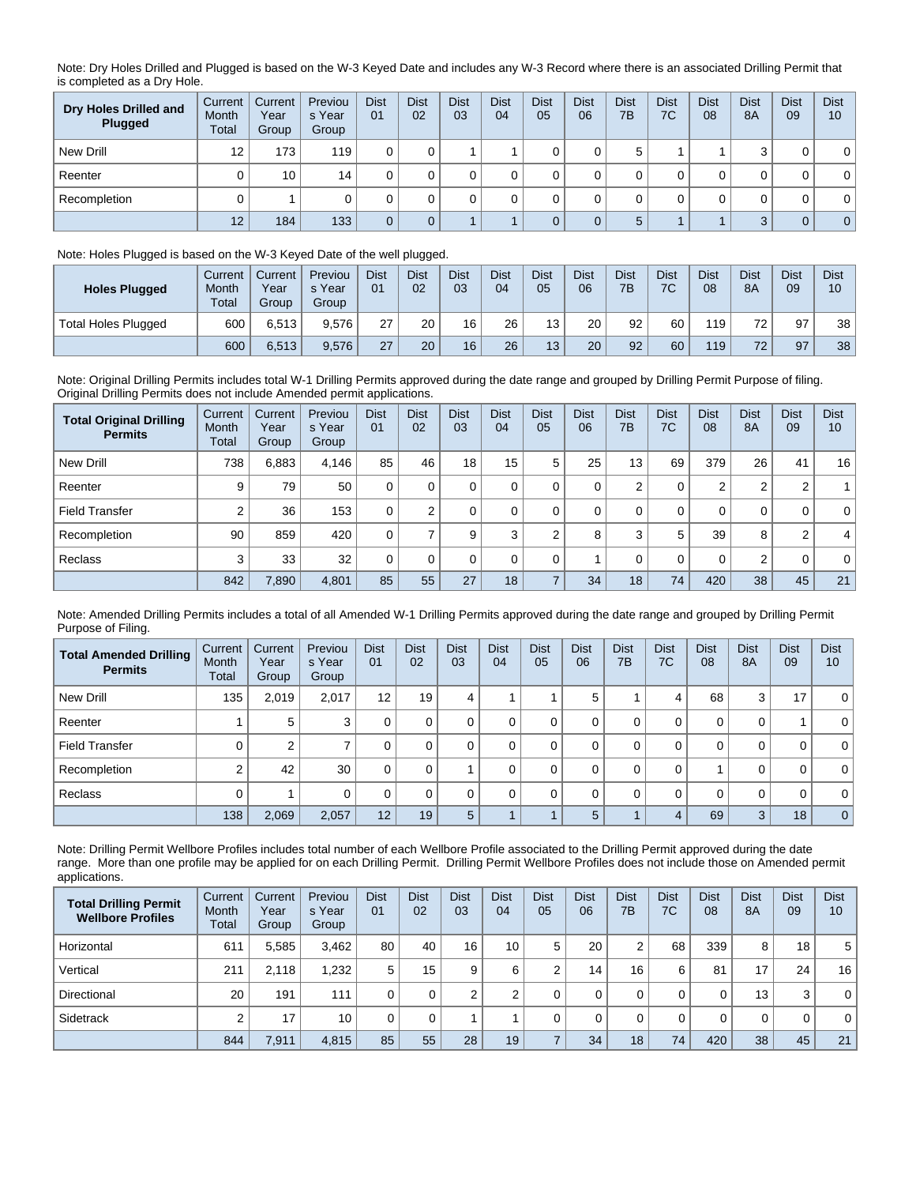Note: Dry Holes Drilled and Plugged is based on the W-3 Keyed Date and includes any W-3 Record where there is an associated Drilling Permit that is completed as a Dry Hole.

| Dry Holes Drilled and Plugged | Current Month Total | Current Year Group | Previous Year Group | Dist 01 | Dist 02 | Dist 03 | Dist 04 | Dist 05 | Dist 06 | Dist 7B | Dist 7C | Dist 08 | Dist 8A | Dist 09 | Dist 10 |
|---|---|---|---|---|---|---|---|---|---|---|---|---|---|---|---|
| New Drill | 12 | 173 | 119 | 0 | 0 | 1 | 1 | 0 | 0 | 5 | 1 | 1 | 3 | 0 | 0 |
| Reenter | 0 | 10 | 14 | 0 | 0 | 0 | 0 | 0 | 0 | 0 | 0 | 0 | 0 | 0 | 0 |
| Recompletion | 0 | 1 | 0 | 0 | 0 | 0 | 0 | 0 | 0 | 0 | 0 | 0 | 0 | 0 | 0 |
| | 12 | 184 | 133 | 0 | 0 | 1 | 1 | 0 | 0 | 5 | 1 | 1 | 3 | 0 | 0 |

Note: Holes Plugged is based on the W-3 Keyed Date of the well plugged.

| Holes Plugged | Current Month Total | Current Year Group | Previous Year Group | Dist 01 | Dist 02 | Dist 03 | Dist 04 | Dist 05 | Dist 06 | Dist 7B | Dist 7C | Dist 08 | Dist 8A | Dist 09 | Dist 10 |
|---|---|---|---|---|---|---|---|---|---|---|---|---|---|---|---|
| Total Holes Plugged | 600 | 6,513 | 9,576 | 27 | 20 | 16 | 26 | 13 | 20 | 92 | 60 | 119 | 72 | 97 | 38 |
| | 600 | 6,513 | 9,576 | 27 | 20 | 16 | 26 | 13 | 20 | 92 | 60 | 119 | 72 | 97 | 38 |

Note: Original Drilling Permits includes total W-1 Drilling Permits approved during the date range and grouped by Drilling Permit Purpose of filing. Original Drilling Permits does not include Amended permit applications.

| Total Original Drilling Permits | Current Month Total | Current Year Group | Previous Year Group | Dist 01 | Dist 02 | Dist 03 | Dist 04 | Dist 05 | Dist 06 | Dist 7B | Dist 7C | Dist 08 | Dist 8A | Dist 09 | Dist 10 |
|---|---|---|---|---|---|---|---|---|---|---|---|---|---|---|---|
| New Drill | 738 | 6,883 | 4,146 | 85 | 46 | 18 | 15 | 5 | 25 | 13 | 69 | 379 | 26 | 41 | 16 |
| Reenter | 9 | 79 | 50 | 0 | 0 | 0 | 0 | 0 | 0 | 2 | 0 | 2 | 2 | 2 | 1 |
| Field Transfer | 2 | 36 | 153 | 0 | 2 | 0 | 0 | 0 | 0 | 0 | 0 | 0 | 0 | 0 | 0 |
| Recompletion | 90 | 859 | 420 | 0 | 7 | 9 | 3 | 2 | 8 | 3 | 5 | 39 | 8 | 2 | 4 |
| Reclass | 3 | 33 | 32 | 0 | 0 | 0 | 0 | 0 | 1 | 0 | 0 | 0 | 2 | 0 | 0 |
| | 842 | 7,890 | 4,801 | 85 | 55 | 27 | 18 | 7 | 34 | 18 | 74 | 420 | 38 | 45 | 21 |

Note: Amended Drilling Permits includes a total of all Amended W-1 Drilling Permits approved during the date range and grouped by Drilling Permit Purpose of Filing.

| Total Amended Drilling Permits | Current Month Total | Current Year Group | Previous Year Group | Dist 01 | Dist 02 | Dist 03 | Dist 04 | Dist 05 | Dist 06 | Dist 7B | Dist 7C | Dist 08 | Dist 8A | Dist 09 | Dist 10 |
|---|---|---|---|---|---|---|---|---|---|---|---|---|---|---|---|
| New Drill | 135 | 2,019 | 2,017 | 12 | 19 | 4 | 1 | 1 | 5 | 1 | 4 | 68 | 3 | 17 | 0 |
| Reenter | 1 | 5 | 3 | 0 | 0 | 0 | 0 | 0 | 0 | 0 | 0 | 0 | 0 | 1 | 0 |
| Field Transfer | 0 | 2 | 7 | 0 | 0 | 0 | 0 | 0 | 0 | 0 | 0 | 0 | 0 | 0 | 0 |
| Recompletion | 2 | 42 | 30 | 0 | 0 | 1 | 0 | 0 | 0 | 0 | 0 | 1 | 0 | 0 | 0 |
| Reclass | 0 | 1 | 0 | 0 | 0 | 0 | 0 | 0 | 0 | 0 | 0 | 0 | 0 | 0 | 0 |
| | 138 | 2,069 | 2,057 | 12 | 19 | 5 | 1 | 1 | 5 | 1 | 4 | 69 | 3 | 18 | 0 |

Note: Drilling Permit Wellbore Profiles includes total number of each Wellbore Profile associated to the Drilling Permit approved during the date range. More than one profile may be applied for on each Drilling Permit. Drilling Permit Wellbore Profiles does not include those on Amended permit applications.

| Total Drilling Permit Wellbore Profiles | Current Month Total | Current Year Group | Previous Year Group | Dist 01 | Dist 02 | Dist 03 | Dist 04 | Dist 05 | Dist 06 | Dist 7B | Dist 7C | Dist 08 | Dist 8A | Dist 09 | Dist 10 |
|---|---|---|---|---|---|---|---|---|---|---|---|---|---|---|---|
| Horizontal | 611 | 5,585 | 3,462 | 80 | 40 | 16 | 10 | 5 | 20 | 2 | 68 | 339 | 8 | 18 | 5 |
| Vertical | 211 | 2,118 | 1,232 | 5 | 15 | 9 | 6 | 2 | 14 | 16 | 6 | 81 | 17 | 24 | 16 |
| Directional | 20 | 191 | 111 | 0 | 0 | 2 | 2 | 0 | 0 | 0 | 0 | 0 | 13 | 3 | 0 |
| Sidetrack | 2 | 17 | 10 | 0 | 0 | 1 | 1 | 0 | 0 | 0 | 0 | 0 | 0 | 0 | 0 |
| | 844 | 7,911 | 4,815 | 85 | 55 | 28 | 19 | 7 | 34 | 18 | 74 | 420 | 38 | 45 | 21 |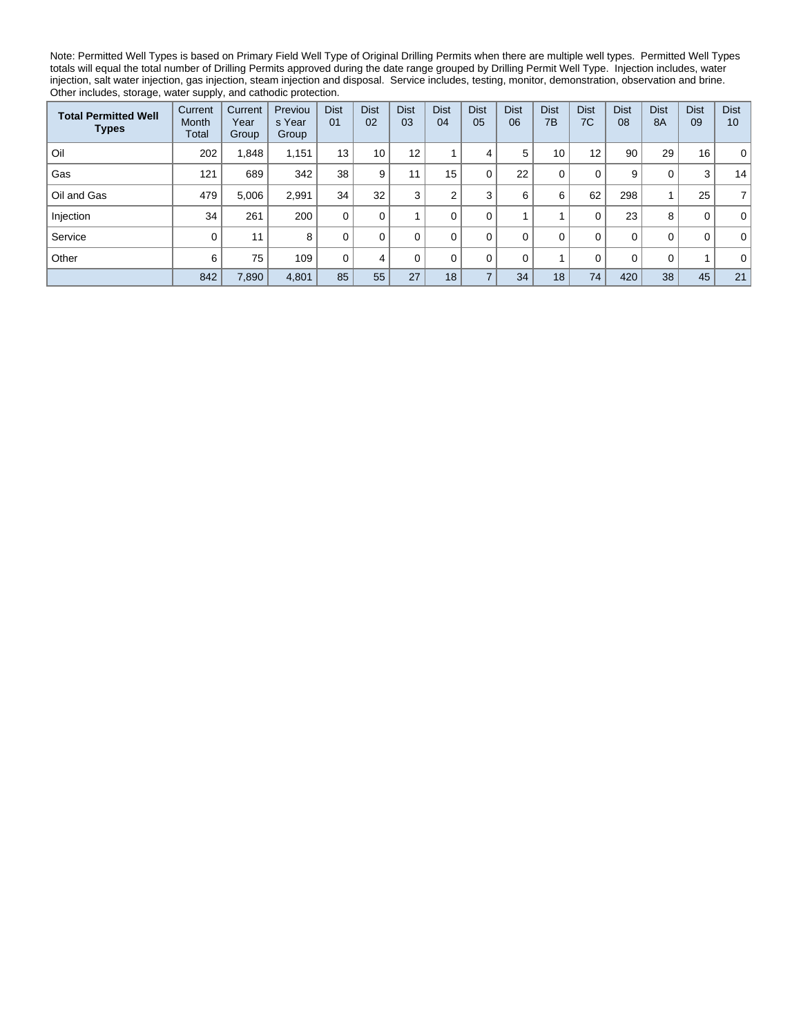Note: Permitted Well Types is based on Primary Field Well Type of Original Drilling Permits when there are multiple well types. Permitted Well Types totals will equal the total number of Drilling Permits approved during the date range grouped by Drilling Permit Well Type. Injection includes, water injection, salt water injection, gas injection, steam injection and disposal. Service includes, testing, monitor, demonstration, observation and brine. Other includes, storage, water supply, and cathodic protection.

| **Total Permitted Well Types** | Current Month Total | Current Year Group | Previous Year Group | Dist 01 | Dist 02 | Dist 03 | Dist 04 | Dist 05 | Dist 06 | Dist 7B | Dist 7C | Dist 08 | Dist 8A | Dist 09 | Dist 10 |
|---|---|---|---|---|---|---|---|---|---|---|---|---|---|---|---|
| Oil | 202 | 1,848 | 1,151 | 13 | 10 | 12 | 1 | 4 | 5 | 10 | 12 | 90 | 29 | 16 | 0 |
| Gas | 121 | 689 | 342 | 38 | 9 | 11 | 15 | 0 | 22 | 0 | 0 | 9 | 0 | 3 | 14 |
| Oil and Gas | 479 | 5,006 | 2,991 | 34 | 32 | 3 | 2 | 3 | 6 | 6 | 62 | 298 | 1 | 25 | 7 |
| Injection | 34 | 261 | 200 | 0 | 0 | 1 | 0 | 0 | 1 | 1 | 0 | 23 | 8 | 0 | 0 |
| Service | 0 | 11 | 8 | 0 | 0 | 0 | 0 | 0 | 0 | 0 | 0 | 0 | 0 | 0 | 0 |
| Other | 6 | 75 | 109 | 0 | 4 | 0 | 0 | 0 | 0 | 1 | 0 | 0 | 0 | 1 | 0 |
| | 842 | 7,890 | 4,801 | 85 | 55 | 27 | 18 | 7 | 34 | 18 | 74 | 420 | 38 | 45 | 21 |